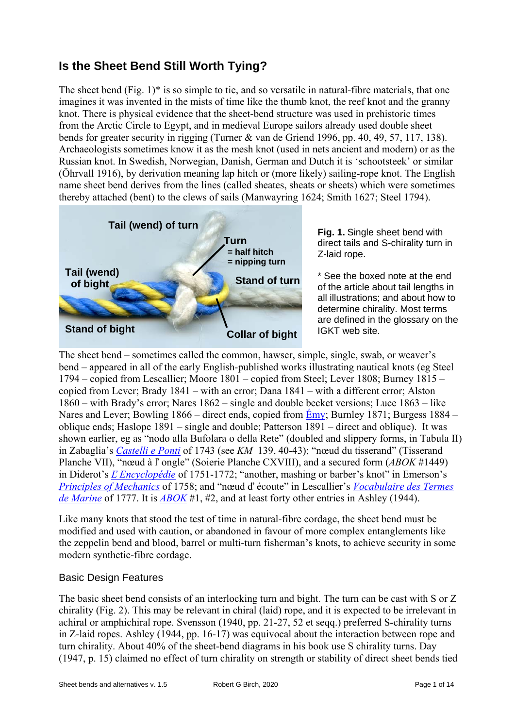# Is the Sheet Bend Still Worth Tying?

The sheet bend (Fig. 1)* is so simple to tie, and so versatile in natural-fibre materials, that one imagines it was invented in the mists of time like the thumb knot, the reef knot and the granny knot. There is physical evidence that the sheet-bend structure was used in prehistoric times from the Arctic Circle to Egypt, and in medieval Europe sailors already used double sheet bends for greater security in rigging (Turner & van de Griend 1996, pp. 40, 49, 57, 117, 138). Archaeologists sometimes know it as the mesh knot (used in nets ancient and modern) or as the Russian knot. In Swedish, Norwegian, Danish, German and Dutch it is 'schootsteek' or similar (Öhrvall 1916), by derivation meaning lap hitch or (more likely) sailing-rope knot. The English name sheet bend derives from the lines (called sheates, sheats or sheets) which were sometimes thereby attached (bent) to the clews of sails (Manwayring 1624; Smith 1627; Steel 1794).

**Fig. 1.** Single sheet bend with direct tails and S-chirality turn in Z-laid rope.

\* See the boxed note at the end of the article about tail lengths in all illustrations; and about how to determine chirality. Most terms are defined in the glossary on the IGKT web site.

The sheet bend – sometimes called the common, hawser, simple, single, swab, or weaver's bend – appeared in all of the early English-published works illustrating nautical knots (eg Steel 1794 – copied from Lescallier; Moore 1801 – copied from Steel; Lever 1808; Burney 1815 – copied from Lever; Brady 1841 – with an error; Dana 1841 – with a different error; Alston 1860 – with Brady's error; Nares 1862 – single and double becket versions; Luce 1863 – like Nares and Lever; Bowling 1866 – direct ends, copied from Émy; Burnley 1871; Burgess 1884 – oblique ends; Haslope 1891 – single and double; Patterson 1891 – direct and oblique). It was shown earlier, eg as "nodo alla Bufolara o della Rete" (doubled and slippery forms, in Tabula II) in Zabaglia's *Castelli e Ponti* of 1743 (see *KM* 139, 40-43); "nœud du tisserand" (Tisserand Planche VII), "nœud à l' ongle" (Soierie Planche CXVIII), and a secured form (*ABOK* #1449) in Diderot's *L' Encyclopédie* of 1751-1772; "another, mashing or barber's knot" in Emerson's *Principles of Mechanics* of 1758; and "nœud d' écoute" in Lescallier's *Vocabulaire des Termes de Marine* of 1777. It is *ABOK* #1, #2, and at least forty other entries in Ashley (1944).

Like many knots that stood the test of time in natural-fibre cordage, the sheet bend must be modified and used with caution, or abandoned in favour of more complex entanglements like the zeppelin bend and blood, barrel or multi-turn fisherman's knots, to achieve security in some modern synthetic-fibre cordage.

## Basic Design Features

The basic sheet bend consists of an interlocking turn and bight. The turn can be cast with S or Z chirality (Fig. 2). This may be relevant in chiral (laid) rope, and it is expected to be irrelevant in achiral or amphichiral rope. Svensson (1940, pp. 21-27, 52 et seqq.) preferred S-chirality turns in Z-laid ropes. Ashley (1944, pp. 16-17) was equivocal about the interaction between rope and turn chirality. About 40% of the sheet-bend diagrams in his book use S chirality turns. Day (1947, p. 15) claimed no effect of turn chirality on strength or stability of direct sheet bends tied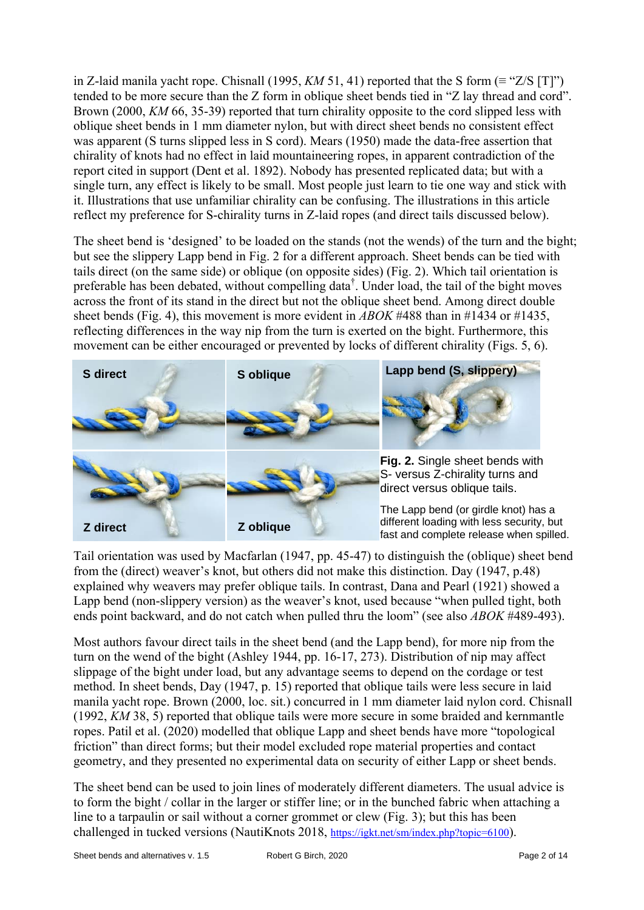in Z-laid manila yacht rope. Chisnall (1995, *KM* 51, 41) reported that the S form (≡ "Z/S [T]") tended to be more secure than the Z form in oblique sheet bends tied in "Z lay thread and cord". Brown (2000, *KM* 66, 35-39) reported that turn chirality opposite to the cord slipped less with oblique sheet bends in 1 mm diameter nylon, but with direct sheet bends no consistent effect was apparent (S turns slipped less in S cord). Mears (1950) made the data-free assertion that chirality of knots had no effect in laid mountaineering ropes, in apparent contradiction of the report cited in support (Dent et al. 1892). Nobody has presented replicated data; but with a single turn, any effect is likely to be small. Most people just learn to tie one way and stick with it. Illustrations that use unfamiliar chirality can be confusing. The illustrations in this article reflect my preference for S-chirality turns in Z-laid ropes (and direct tails discussed below).

The sheet bend is 'designed' to be loaded on the stands (not the wends) of the turn and the bight; but see the slippery Lapp bend in Fig. 2 for a different approach. Sheet bends can be tied with tails direct (on the same side) or oblique (on opposite sides) (Fig. 2). Which tail orientation is preferable has been debated, without compelling data†. Under load, the tail of the bight moves across the front of its stand in the direct but not the oblique sheet bend. Among direct double sheet bends (Fig. 4), this movement is more evident in *ABOK* #488 than in #1434 or #1435, reflecting differences in the way nip from the turn is exerted on the bight. Furthermore, this movement can be either encouraged or prevented by locks of different chirality (Figs. 5, 6).

S direct | S oblique | Lapp bend (S, slippery) | Z direct | Z oblique

**Fig. 2.** Single sheet bends with S- versus Z-chirality turns and direct versus oblique tails.

The Lapp bend (or girdle knot) has a different loading with less security, but fast and complete release when spilled.

Tail orientation was used by Macfarlan (1947, pp. 45-47) to distinguish the (oblique) sheet bend from the (direct) weaver's knot, but others did not make this distinction. Day (1947, p.48) explained why weavers may prefer oblique tails. In contrast, Dana and Pearl (1921) showed a Lapp bend (non-slippery version) as the weaver's knot, used because "when pulled tight, both ends point backward, and do not catch when pulled thru the loom" (see also *ABOK* #489-493).

Most authors favour direct tails in the sheet bend (and the Lapp bend), for more nip from the turn on the wend of the bight (Ashley 1944, pp. 16-17, 273). Distribution of nip may affect slippage of the bight under load, but any advantage seems to depend on the cordage or test method. In sheet bends, Day (1947, p. 15) reported that oblique tails were less secure in laid manila yacht rope. Brown (2000, loc. sit.) concurred in 1 mm diameter laid nylon cord. Chisnall (1992, *KM* 38, 5) reported that oblique tails were more secure in some braided and kernmantle ropes. Patil et al. (2020) modelled that oblique Lapp and sheet bends have more "topological friction" than direct forms; but their model excluded rope material properties and contact geometry, and they presented no experimental data on security of either Lapp or sheet bends.

The sheet bend can be used to join lines of moderately different diameters. The usual advice is to form the bight / collar in the larger or stiffer line; or in the bunched fabric when attaching a line to a tarpaulin or sail without a corner grommet or clew (Fig. 3); but this has been challenged in tucked versions (NautiKnots 2018, https://igkt.net/sm/index.php?topic=6100).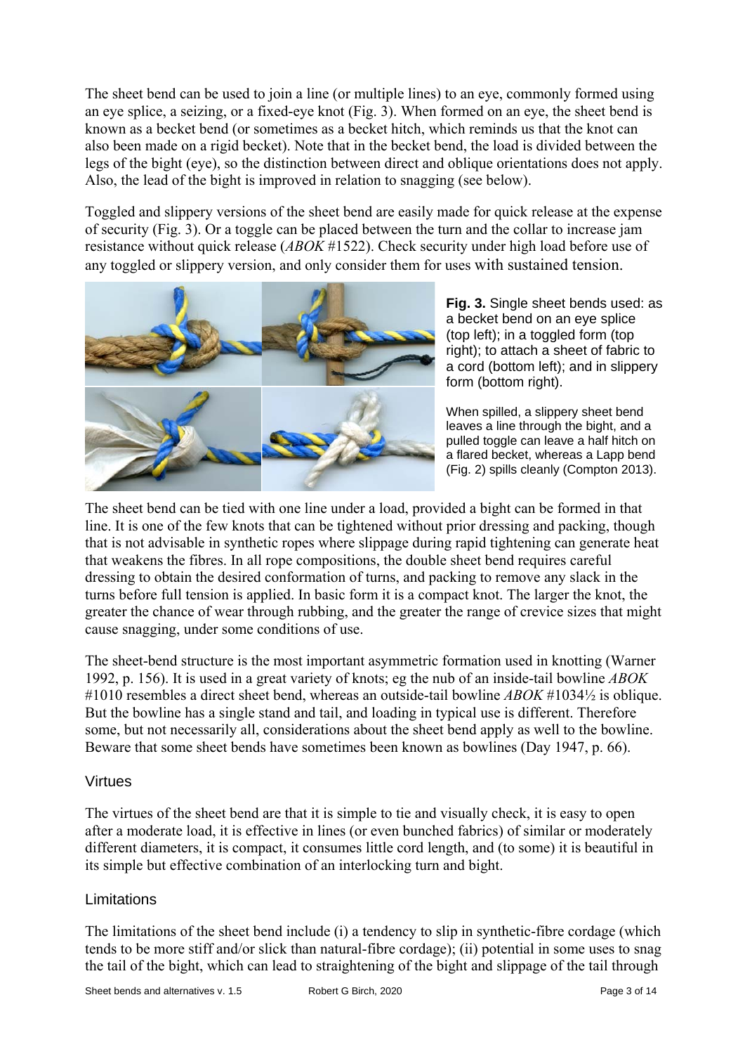The sheet bend can be used to join a line (or multiple lines) to an eye, commonly formed using an eye splice, a seizing, or a fixed-eye knot (Fig. 3). When formed on an eye, the sheet bend is known as a becket bend (or sometimes as a becket hitch, which reminds us that the knot can also been made on a rigid becket). Note that in the becket bend, the load is divided between the legs of the bight (eye), so the distinction between direct and oblique orientations does not apply. Also, the lead of the bight is improved in relation to snagging (see below).

Toggled and slippery versions of the sheet bend are easily made for quick release at the expense of security (Fig. 3). Or a toggle can be placed between the turn and the collar to increase jam resistance without quick release (*ABOK* #1522). Check security under high load before use of any toggled or slippery version, and only consider them for uses with sustained tension.

**Fig. 3.** Single sheet bends used: as a becket bend on an eye splice (top left); in a toggled form (top right); to attach a sheet of fabric to a cord (bottom left); and in slippery form (bottom right).

When spilled, a slippery sheet bend leaves a line through the bight, and a pulled toggle can leave a half hitch on a flared becket, whereas a Lapp bend (Fig. 2) spills cleanly (Compton 2013).

The sheet bend can be tied with one line under a load, provided a bight can be formed in that line. It is one of the few knots that can be tightened without prior dressing and packing, though that is not advisable in synthetic ropes where slippage during rapid tightening can generate heat that weakens the fibres. In all rope compositions, the double sheet bend requires careful dressing to obtain the desired conformation of turns, and packing to remove any slack in the turns before full tension is applied. In basic form it is a compact knot. The larger the knot, the greater the chance of wear through rubbing, and the greater the range of crevice sizes that might cause snagging, under some conditions of use.

The sheet-bend structure is the most important asymmetric formation used in knotting (Warner 1992, p. 156). It is used in a great variety of knots; eg the nub of an inside-tail bowline *ABOK* #1010 resembles a direct sheet bend, whereas an outside-tail bowline *ABOK* #1034½ is oblique. But the bowline has a single stand and tail, and loading in typical use is different. Therefore some, but not necessarily all, considerations about the sheet bend apply as well to the bowline. Beware that some sheet bends have sometimes been known as bowlines (Day 1947, p. 66).

## Virtues

The virtues of the sheet bend are that it is simple to tie and visually check, it is easy to open after a moderate load, it is effective in lines (or even bunched fabrics) of similar or moderately different diameters, it is compact, it consumes little cord length, and (to some) it is beautiful in its simple but effective combination of an interlocking turn and bight.

## Limitations

The limitations of the sheet bend include (i) a tendency to slip in synthetic-fibre cordage (which tends to be more stiff and/or slick than natural-fibre cordage); (ii) potential in some uses to snag the tail of the bight, which can lead to straightening of the bight and slippage of the tail through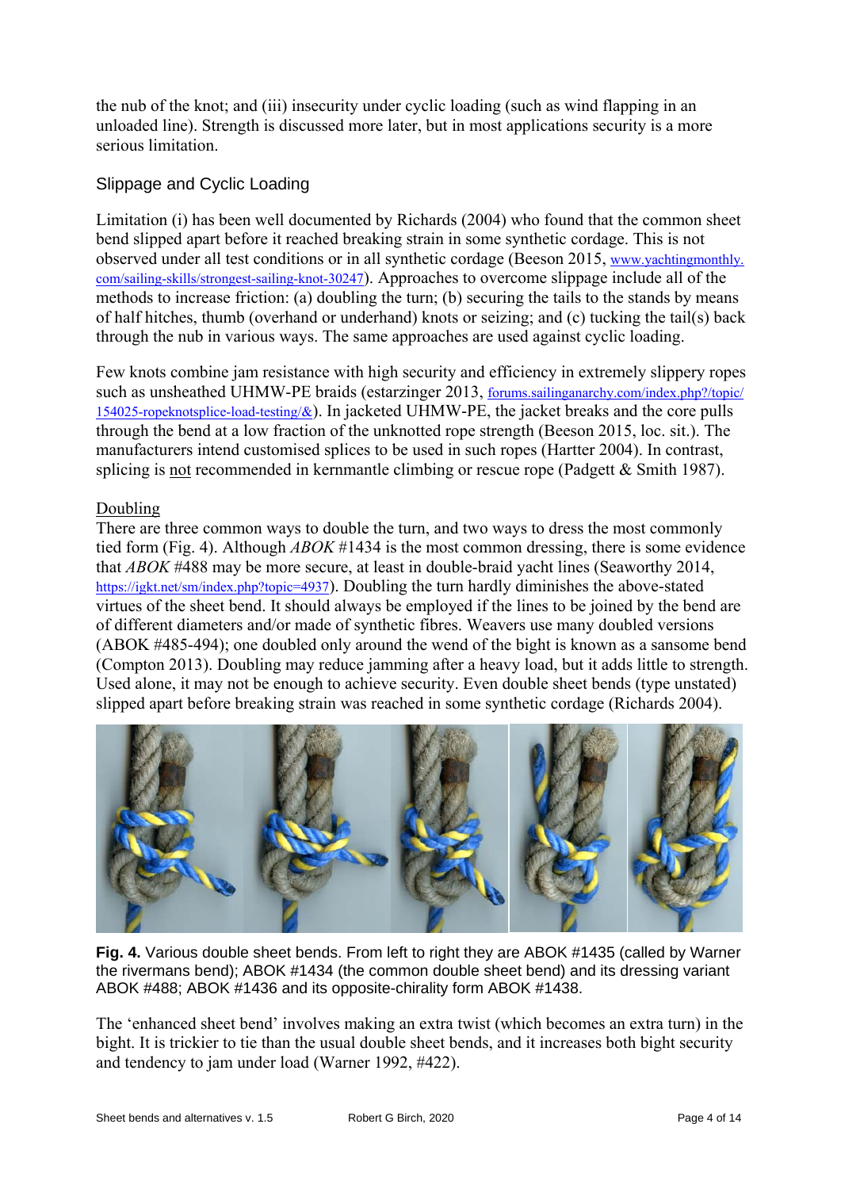the nub of the knot; and (iii) insecurity under cyclic loading (such as wind flapping in an unloaded line). Strength is discussed more later, but in most applications security is a more serious limitation.

## Slippage and Cyclic Loading

Limitation (i) has been well documented by Richards (2004) who found that the common sheet bend slipped apart before it reached breaking strain in some synthetic cordage. This is not observed under all test conditions or in all synthetic cordage (Beeson 2015, www.yachtingmonthly.com/sailing-skills/strongest-sailing-knot-30247). Approaches to overcome slippage include all of the methods to increase friction: (a) doubling the turn; (b) securing the tails to the stands by means of half hitches, thumb (overhand or underhand) knots or seizing; and (c) tucking the tail(s) back through the nub in various ways. The same approaches are used against cyclic loading.

Few knots combine jam resistance with high security and efficiency in extremely slippery ropes such as unsheathed UHMW-PE braids (estarzinger 2013, forums.sailinganarchy.com/index.php?/topic/154025-ropeknotsplice-load-testing/&). In jacketed UHMW-PE, the jacket breaks and the core pulls through the bend at a low fraction of the unknotted rope strength (Beeson 2015, loc. sit.). The manufacturers intend customised splices to be used in such ropes (Hartter 2004). In contrast, splicing is not recommended in kernmantle climbing or rescue rope (Padgett & Smith 1987).

### Doubling

There are three common ways to double the turn, and two ways to dress the most commonly tied form (Fig. 4). Although *ABOK* #1434 is the most common dressing, there is some evidence that *ABOK* #488 may be more secure, at least in double-braid yacht lines (Seaworthy 2014, https://igkt.net/sm/index.php?topic=4937). Doubling the turn hardly diminishes the above-stated virtues of the sheet bend. It should always be employed if the lines to be joined by the bend are of different diameters and/or made of synthetic fibres. Weavers use many doubled versions (ABOK #485-494); one doubled only around the wend of the bight is known as a sansome bend (Compton 2013). Doubling may reduce jamming after a heavy load, but it adds little to strength. Used alone, it may not be enough to achieve security. Even double sheet bends (type unstated) slipped apart before breaking strain was reached in some synthetic cordage (Richards 2004).

**Fig. 4.** Various double sheet bends. From left to right they are ABOK #1435 (called by Warner the rivermans bend); ABOK #1434 (the common double sheet bend) and its dressing variant ABOK #488; ABOK #1436 and its opposite-chirality form ABOK #1438.

The 'enhanced sheet bend' involves making an extra twist (which becomes an extra turn) in the bight. It is trickier to tie than the usual double sheet bends, and it increases both bight security and tendency to jam under load (Warner 1992, #422).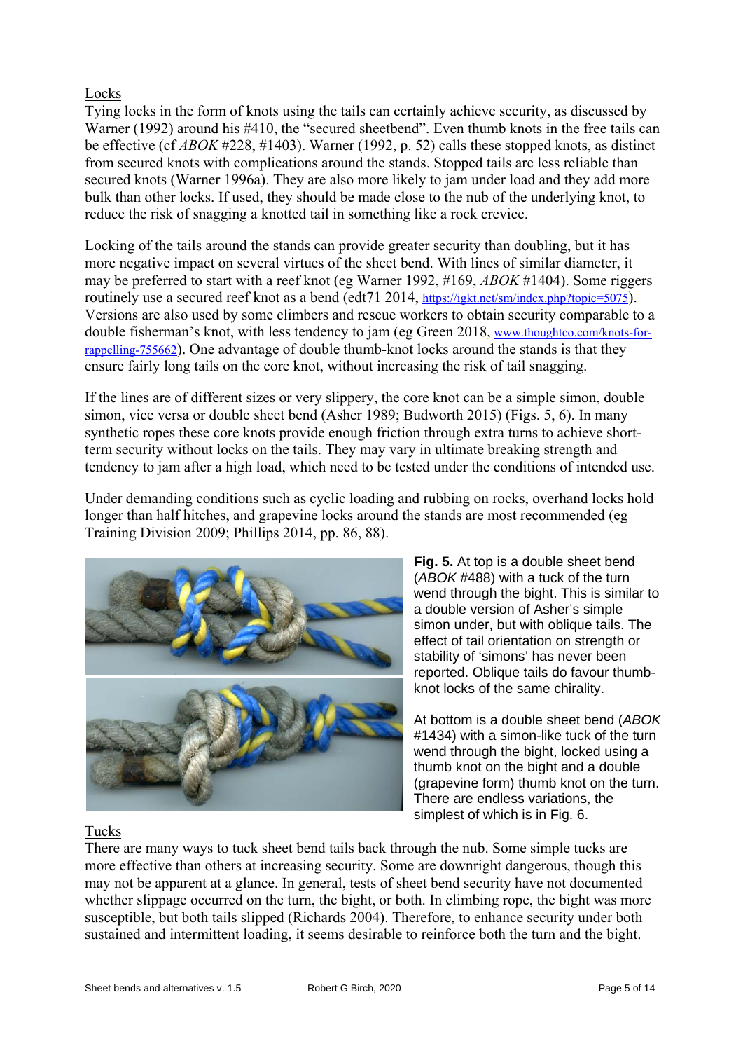Locks

Tying locks in the form of knots using the tails can certainly achieve security, as discussed by Warner (1992) around his #410, the "secured sheetbend". Even thumb knots in the free tails can be effective (cf *ABOK* #228, #1403). Warner (1992, p. 52) calls these stopped knots, as distinct from secured knots with complications around the stands. Stopped tails are less reliable than secured knots (Warner 1996a). They are also more likely to jam under load and they add more bulk than other locks. If used, they should be made close to the nub of the underlying knot, to reduce the risk of snagging a knotted tail in something like a rock crevice.

Locking of the tails around the stands can provide greater security than doubling, but it has more negative impact on several virtues of the sheet bend. With lines of similar diameter, it may be preferred to start with a reef knot (eg Warner 1992, #169, *ABOK* #1404). Some riggers routinely use a secured reef knot as a bend (edt71 2014, https://igkt.net/sm/index.php?topic=5075). Versions are also used by some climbers and rescue workers to obtain security comparable to a double fisherman's knot, with less tendency to jam (eg Green 2018, www.thoughtco.com/knots-for-rappelling-755662). One advantage of double thumb-knot locks around the stands is that they ensure fairly long tails on the core knot, without increasing the risk of tail snagging.

If the lines are of different sizes or very slippery, the core knot can be a simple simon, double simon, vice versa or double sheet bend (Asher 1989; Budworth 2015) (Figs. 5, 6). In many synthetic ropes these core knots provide enough friction through extra turns to achieve short-term security without locks on the tails. They may vary in ultimate breaking strength and tendency to jam after a high load, which need to be tested under the conditions of intended use.

Under demanding conditions such as cyclic loading and rubbing on rocks, overhand locks hold longer than half hitches, and grapevine locks around the stands are most recommended (eg Training Division 2009; Phillips 2014, pp. 86, 88).

**Fig. 5.** At top is a double sheet bend (*ABOK* #488) with a tuck of the turn wend through the bight. This is similar to a double version of Asher's simple simon under, but with oblique tails. The effect of tail orientation on strength or stability of 'simons' has never been reported. Oblique tails do favour thumb-knot locks of the same chirality.

At bottom is a double sheet bend (*ABOK* #1434) with a simon-like tuck of the turn wend through the bight, locked using a thumb knot on the bight and a double (grapevine form) thumb knot on the turn. There are endless variations, the simplest of which is in Fig. 6.

Tucks

There are many ways to tuck sheet bend tails back through the nub. Some simple tucks are more effective than others at increasing security. Some are downright dangerous, though this may not be apparent at a glance. In general, tests of sheet bend security have not documented whether slippage occurred on the turn, the bight, or both. In climbing rope, the bight was more susceptible, but both tails slipped (Richards 2004). Therefore, to enhance security under both sustained and intermittent loading, it seems desirable to reinforce both the turn and the bight.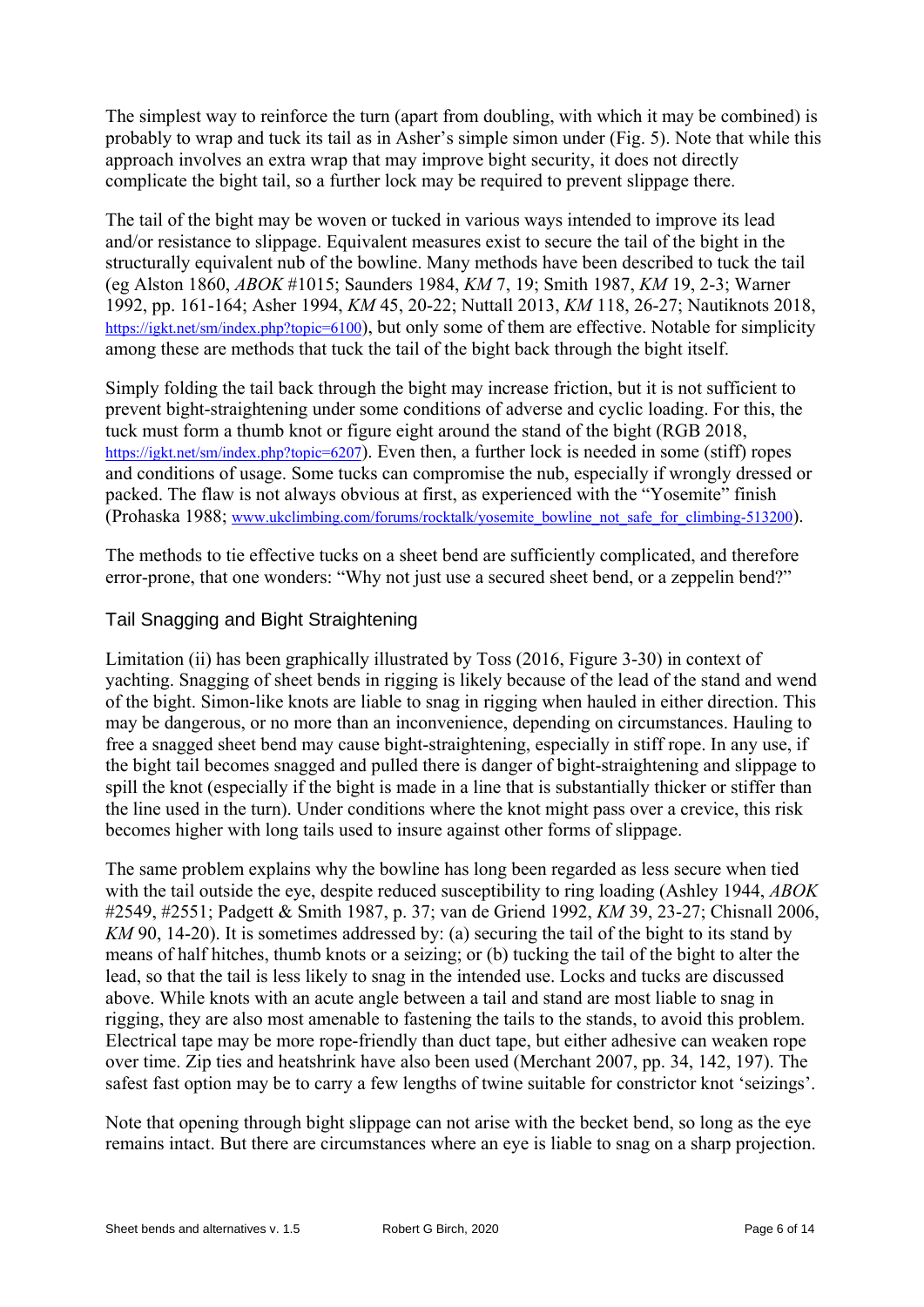The simplest way to reinforce the turn (apart from doubling, with which it may be combined) is probably to wrap and tuck its tail as in Asher's simple simon under (Fig. 5). Note that while this approach involves an extra wrap that may improve bight security, it does not directly complicate the bight tail, so a further lock may be required to prevent slippage there.

The tail of the bight may be woven or tucked in various ways intended to improve its lead and/or resistance to slippage. Equivalent measures exist to secure the tail of the bight in the structurally equivalent nub of the bowline. Many methods have been described to tuck the tail (eg Alston 1860, *ABOK* #1015; Saunders 1984, *KM* 7, 19; Smith 1987, *KM* 19, 2-3; Warner 1992, pp. 161-164; Asher 1994, *KM* 45, 20-22; Nuttall 2013, *KM* 118, 26-27; Nautiknots 2018, https://igkt.net/sm/index.php?topic=6100), but only some of them are effective. Notable for simplicity among these are methods that tuck the tail of the bight back through the bight itself.

Simply folding the tail back through the bight may increase friction, but it is not sufficient to prevent bight-straightening under some conditions of adverse and cyclic loading. For this, the tuck must form a thumb knot or figure eight around the stand of the bight (RGB 2018, https://igkt.net/sm/index.php?topic=6207). Even then, a further lock is needed in some (stiff) ropes and conditions of usage. Some tucks can compromise the nub, especially if wrongly dressed or packed. The flaw is not always obvious at first, as experienced with the "Yosemite" finish (Prohaska 1988; www.ukclimbing.com/forums/rocktalk/yosemite_bowline_not_safe_for_climbing-513200).

The methods to tie effective tucks on a sheet bend are sufficiently complicated, and therefore error-prone, that one wonders: "Why not just use a secured sheet bend, or a zeppelin bend?"

## Tail Snagging and Bight Straightening

Limitation (ii) has been graphically illustrated by Toss (2016, Figure 3-30) in context of yachting. Snagging of sheet bends in rigging is likely because of the lead of the stand and wend of the bight. Simon-like knots are liable to snag in rigging when hauled in either direction. This may be dangerous, or no more than an inconvenience, depending on circumstances. Hauling to free a snagged sheet bend may cause bight-straightening, especially in stiff rope. In any use, if the bight tail becomes snagged and pulled there is danger of bight-straightening and slippage to spill the knot (especially if the bight is made in a line that is substantially thicker or stiffer than the line used in the turn). Under conditions where the knot might pass over a crevice, this risk becomes higher with long tails used to insure against other forms of slippage.

The same problem explains why the bowline has long been regarded as less secure when tied with the tail outside the eye, despite reduced susceptibility to ring loading (Ashley 1944, *ABOK* #2549, #2551; Padgett & Smith 1987, p. 37; van de Griend 1992, *KM* 39, 23-27; Chisnall 2006, *KM* 90, 14-20). It is sometimes addressed by: (a) securing the tail of the bight to its stand by means of half hitches, thumb knots or a seizing; or (b) tucking the tail of the bight to alter the lead, so that the tail is less likely to snag in the intended use. Locks and tucks are discussed above. While knots with an acute angle between a tail and stand are most liable to snag in rigging, they are also most amenable to fastening the tails to the stands, to avoid this problem. Electrical tape may be more rope-friendly than duct tape, but either adhesive can weaken rope over time. Zip ties and heatshrink have also been used (Merchant 2007, pp. 34, 142, 197). The safest fast option may be to carry a few lengths of twine suitable for constrictor knot 'seizings'.

Note that opening through bight slippage can not arise with the becket bend, so long as the eye remains intact. But there are circumstances where an eye is liable to snag on a sharp projection.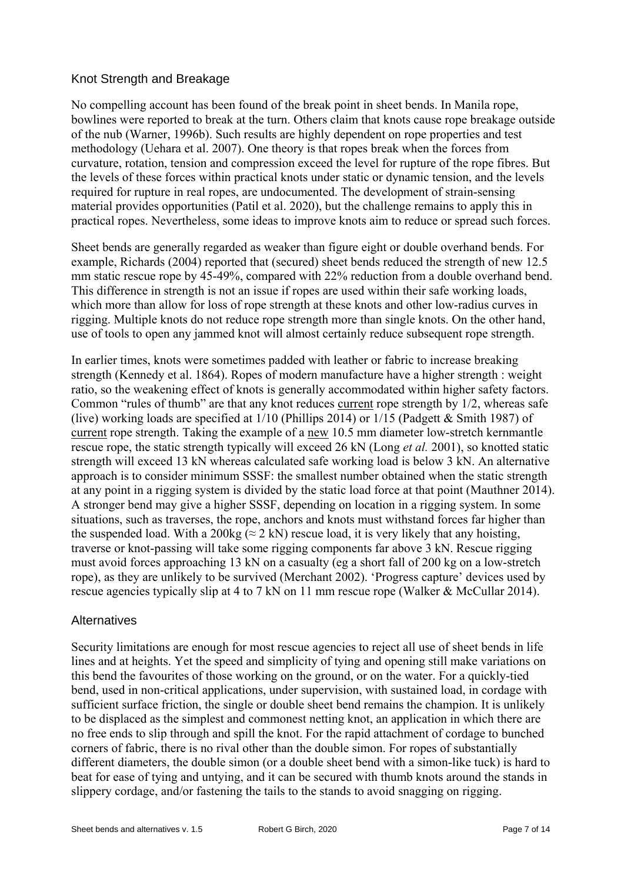## Knot Strength and Breakage

No compelling account has been found of the break point in sheet bends. In Manila rope, bowlines were reported to break at the turn. Others claim that knots cause rope breakage outside of the nub (Warner, 1996b). Such results are highly dependent on rope properties and test methodology (Uehara et al. 2007). One theory is that ropes break when the forces from curvature, rotation, tension and compression exceed the level for rupture of the rope fibres. But the levels of these forces within practical knots under static or dynamic tension, and the levels required for rupture in real ropes, are undocumented. The development of strain-sensing material provides opportunities (Patil et al. 2020), but the challenge remains to apply this in practical ropes. Nevertheless, some ideas to improve knots aim to reduce or spread such forces.

Sheet bends are generally regarded as weaker than figure eight or double overhand bends. For example, Richards (2004) reported that (secured) sheet bends reduced the strength of new 12.5 mm static rescue rope by 45-49%, compared with 22% reduction from a double overhand bend. This difference in strength is not an issue if ropes are used within their safe working loads, which more than allow for loss of rope strength at these knots and other low-radius curves in rigging. Multiple knots do not reduce rope strength more than single knots. On the other hand, use of tools to open any jammed knot will almost certainly reduce subsequent rope strength.

In earlier times, knots were sometimes padded with leather or fabric to increase breaking strength (Kennedy et al. 1864). Ropes of modern manufacture have a higher strength : weight ratio, so the weakening effect of knots is generally accommodated within higher safety factors. Common "rules of thumb" are that any knot reduces current rope strength by 1/2, whereas safe (live) working loads are specified at 1/10 (Phillips 2014) or 1/15 (Padgett & Smith 1987) of current rope strength. Taking the example of a new 10.5 mm diameter low-stretch kernmantle rescue rope, the static strength typically will exceed 26 kN (Long *et al.* 2001), so knotted static strength will exceed 13 kN whereas calculated safe working load is below 3 kN. An alternative approach is to consider minimum SSSF: the smallest number obtained when the static strength at any point in a rigging system is divided by the static load force at that point (Mauthner 2014). A stronger bend may give a higher SSSF, depending on location in a rigging system. In some situations, such as traverses, the rope, anchors and knots must withstand forces far higher than the suspended load. With a 200kg ($\approx$ 2 kN) rescue load, it is very likely that any hoisting, traverse or knot-passing will take some rigging components far above 3 kN. Rescue rigging must avoid forces approaching 13 kN on a casualty (eg a short fall of 200 kg on a low-stretch rope), as they are unlikely to be survived (Merchant 2002). 'Progress capture' devices used by rescue agencies typically slip at 4 to 7 kN on 11 mm rescue rope (Walker & McCullar 2014).

## Alternatives

Security limitations are enough for most rescue agencies to reject all use of sheet bends in life lines and at heights. Yet the speed and simplicity of tying and opening still make variations on this bend the favourites of those working on the ground, or on the water. For a quickly-tied bend, used in non-critical applications, under supervision, with sustained load, in cordage with sufficient surface friction, the single or double sheet bend remains the champion. It is unlikely to be displaced as the simplest and commonest netting knot, an application in which there are no free ends to slip through and spill the knot. For the rapid attachment of cordage to bunched corners of fabric, there is no rival other than the double simon. For ropes of substantially different diameters, the double simon (or a double sheet bend with a simon-like tuck) is hard to beat for ease of tying and untying, and it can be secured with thumb knots around the stands in slippery cordage, and/or fastening the tails to the stands to avoid snagging on rigging.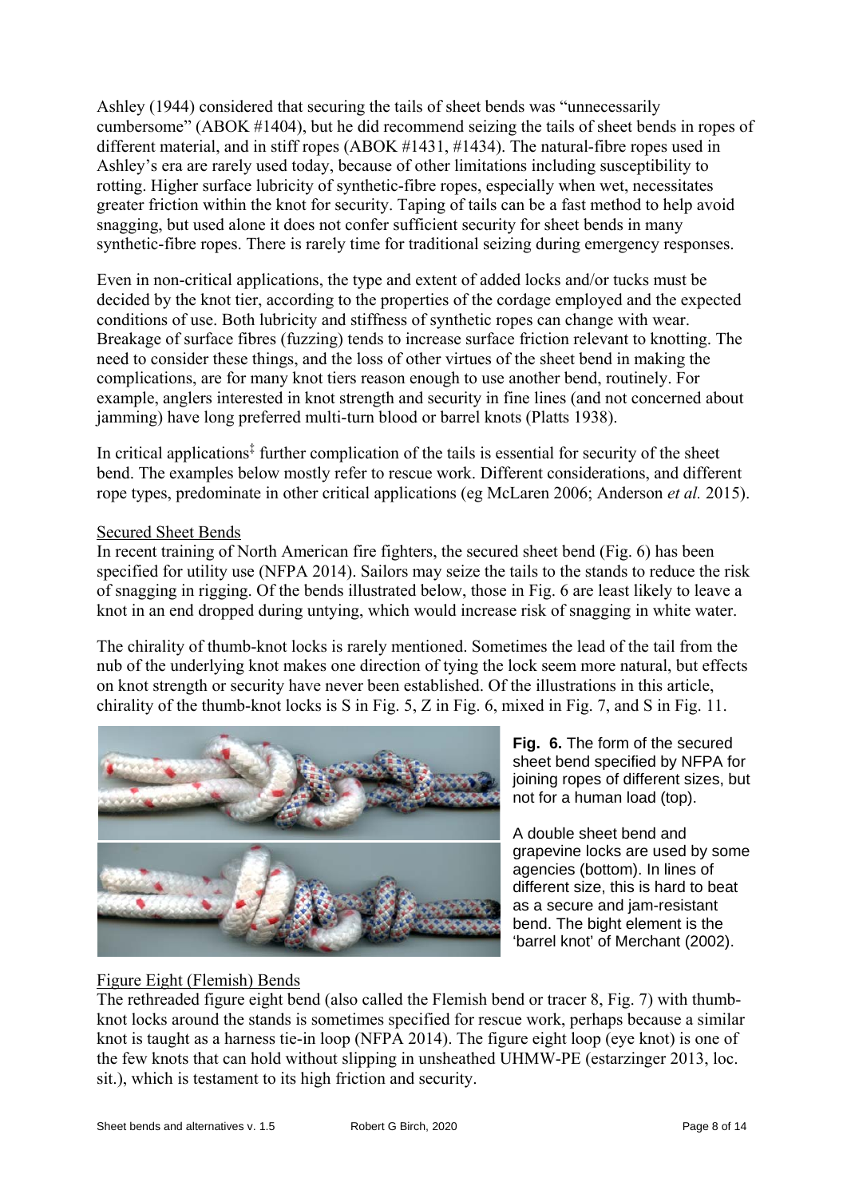Ashley (1944) considered that securing the tails of sheet bends was "unnecessarily cumbersome" (ABOK #1404), but he did recommend seizing the tails of sheet bends in ropes of different material, and in stiff ropes (ABOK #1431, #1434). The natural-fibre ropes used in Ashley's era are rarely used today, because of other limitations including susceptibility to rotting. Higher surface lubricity of synthetic-fibre ropes, especially when wet, necessitates greater friction within the knot for security. Taping of tails can be a fast method to help avoid snagging, but used alone it does not confer sufficient security for sheet bends in many synthetic-fibre ropes. There is rarely time for traditional seizing during emergency responses.

Even in non-critical applications, the type and extent of added locks and/or tucks must be decided by the knot tier, according to the properties of the cordage employed and the expected conditions of use. Both lubricity and stiffness of synthetic ropes can change with wear. Breakage of surface fibres (fuzzing) tends to increase surface friction relevant to knotting. The need to consider these things, and the loss of other virtues of the sheet bend in making the complications, are for many knot tiers reason enough to use another bend, routinely. For example, anglers interested in knot strength and security in fine lines (and not concerned about jamming) have long preferred multi-turn blood or barrel knots (Platts 1938).

In critical applications[‡] further complication of the tails is essential for security of the sheet bend. The examples below mostly refer to rescue work. Different considerations, and different rope types, predominate in other critical applications (eg McLaren 2006; Anderson *et al.* 2015).

## Secured Sheet Bends

In recent training of North American fire fighters, the secured sheet bend (Fig. 6) has been specified for utility use (NFPA 2014). Sailors may seize the tails to the stands to reduce the risk of snagging in rigging. Of the bends illustrated below, those in Fig. 6 are least likely to leave a knot in an end dropped during untying, which would increase risk of snagging in white water.

The chirality of thumb-knot locks is rarely mentioned. Sometimes the lead of the tail from the nub of the underlying knot makes one direction of tying the lock seem more natural, but effects on knot strength or security have never been established. Of the illustrations in this article, chirality of the thumb-knot locks is S in Fig. 5, Z in Fig. 6, mixed in Fig. 7, and S in Fig. 11.

**Fig. 6.** The form of the secured sheet bend specified by NFPA for joining ropes of different sizes, but not for a human load (top).

A double sheet bend and grapevine locks are used by some agencies (bottom). In lines of different size, this is hard to beat as a secure and jam-resistant bend. The bight element is the 'barrel knot' of Merchant (2002).

## Figure Eight (Flemish) Bends

The rethreaded figure eight bend (also called the Flemish bend or tracer 8, Fig. 7) with thumb-knot locks around the stands is sometimes specified for rescue work, perhaps because a similar knot is taught as a harness tie-in loop (NFPA 2014). The figure eight loop (eye knot) is one of the few knots that can hold without slipping in unsheathed UHMW-PE (estarzinger 2013, loc. sit.), which is testament to its high friction and security.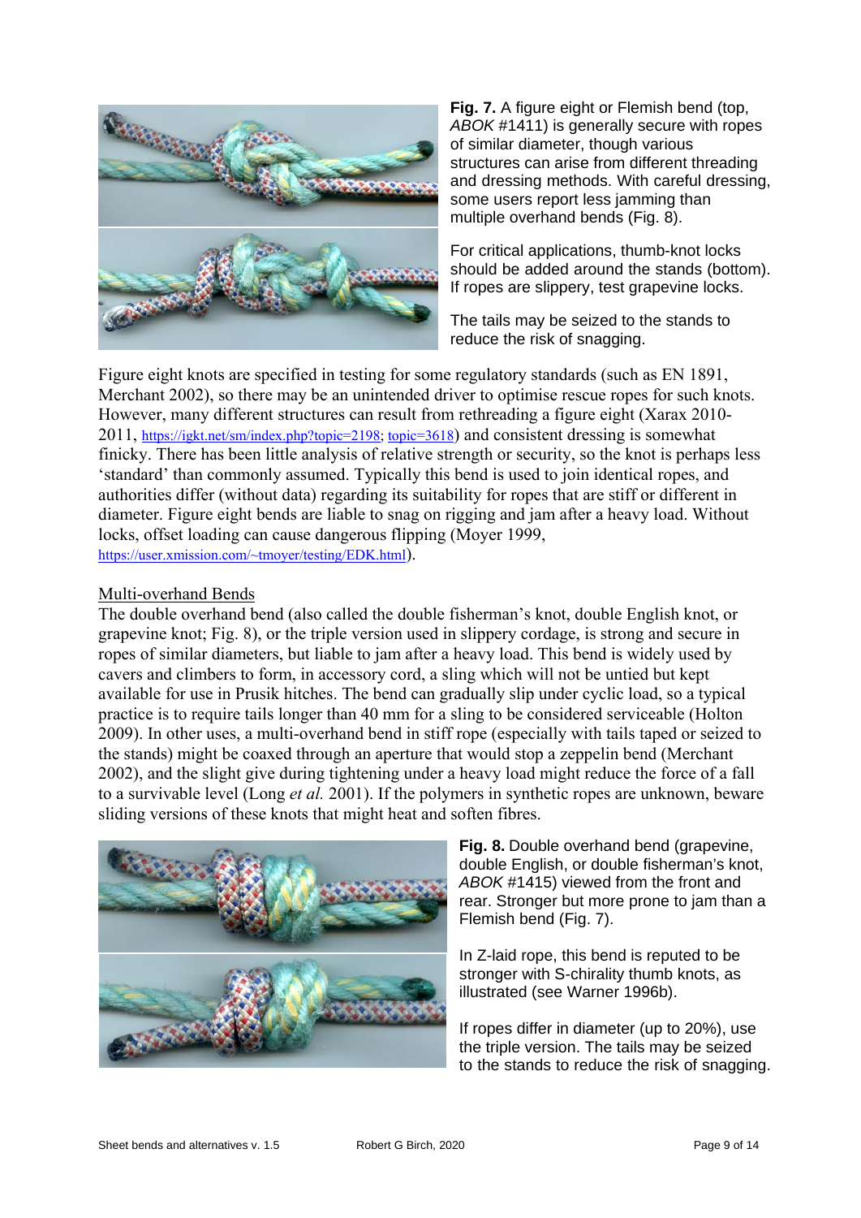**Fig. 7.** A figure eight or Flemish bend (top, *ABOK* #1411) is generally secure with ropes of similar diameter, though various structures can arise from different threading and dressing methods. With careful dressing, some users report less jamming than multiple overhand bends (Fig. 8).

For critical applications, thumb-knot locks should be added around the stands (bottom). If ropes are slippery, test grapevine locks.

The tails may be seized to the stands to reduce the risk of snagging.

Figure eight knots are specified in testing for some regulatory standards (such as EN 1891, Merchant 2002), so there may be an unintended driver to optimise rescue ropes for such knots. However, many different structures can result from rethreading a figure eight (Xarax 2010-2011, https://igkt.net/sm/index.php?topic=2198; topic=3618) and consistent dressing is somewhat finicky. There has been little analysis of relative strength or security, so the knot is perhaps less 'standard' than commonly assumed. Typically this bend is used to join identical ropes, and authorities differ (without data) regarding its suitability for ropes that are stiff or different in diameter. Figure eight bends are liable to snag on rigging and jam after a heavy load. Without locks, offset loading can cause dangerous flipping (Moyer 1999, https://user.xmission.com/~tmoyer/testing/EDK.html).

## Multi-overhand Bends

The double overhand bend (also called the double fisherman's knot, double English knot, or grapevine knot; Fig. 8), or the triple version used in slippery cordage, is strong and secure in ropes of similar diameters, but liable to jam after a heavy load. This bend is widely used by cavers and climbers to form, in accessory cord, a sling which will not be untied but kept available for use in Prusik hitches. The bend can gradually slip under cyclic load, so a typical practice is to require tails longer than 40 mm for a sling to be considered serviceable (Holton 2009). In other uses, a multi-overhand bend in stiff rope (especially with tails taped or seized to the stands) might be coaxed through an aperture that would stop a zeppelin bend (Merchant 2002), and the slight give during tightening under a heavy load might reduce the force of a fall to a survivable level (Long *et al.* 2001). If the polymers in synthetic ropes are unknown, beware sliding versions of these knots that might heat and soften fibres.

**Fig. 8.** Double overhand bend (grapevine, double English, or double fisherman's knot, *ABOK* #1415) viewed from the front and rear. Stronger but more prone to jam than a Flemish bend (Fig. 7).

In Z-laid rope, this bend is reputed to be stronger with S-chirality thumb knots, as illustrated (see Warner 1996b).

If ropes differ in diameter (up to 20%), use the triple version. The tails may be seized to the stands to reduce the risk of snagging.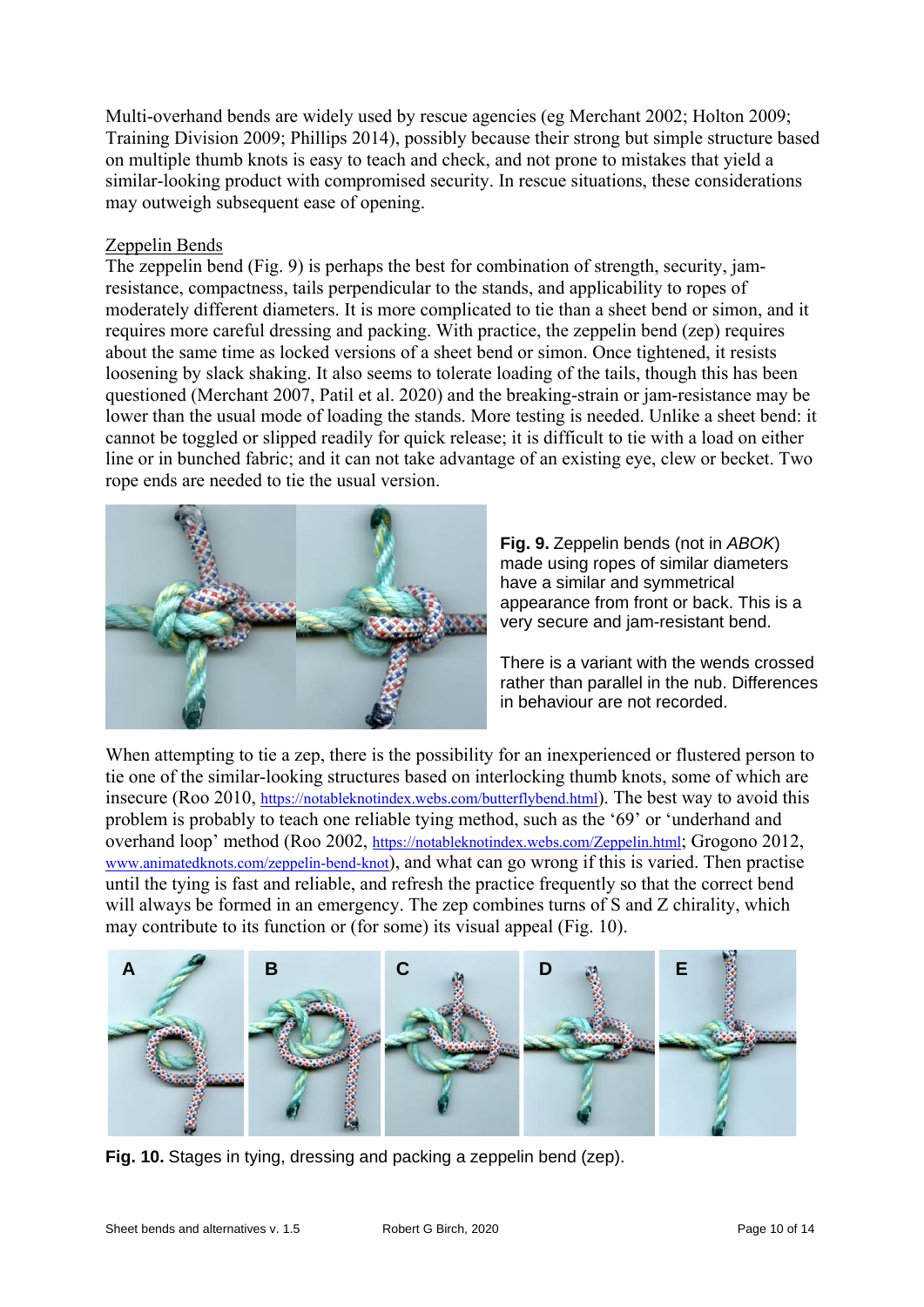Multi-overhand bends are widely used by rescue agencies (eg Merchant 2002; Holton 2009; Training Division 2009; Phillips 2014), possibly because their strong but simple structure based on multiple thumb knots is easy to teach and check, and not prone to mistakes that yield a similar-looking product with compromised security. In rescue situations, these considerations may outweigh subsequent ease of opening.

## Zeppelin Bends

The zeppelin bend (Fig. 9) is perhaps the best for combination of strength, security, jam-resistance, compactness, tails perpendicular to the stands, and applicability to ropes of moderately different diameters. It is more complicated to tie than a sheet bend or simon, and it requires more careful dressing and packing. With practice, the zeppelin bend (zep) requires about the same time as locked versions of a sheet bend or simon. Once tightened, it resists loosening by slack shaking. It also seems to tolerate loading of the tails, though this has been questioned (Merchant 2007, Patil et al. 2020) and the breaking-strain or jam-resistance may be lower than the usual mode of loading the stands. More testing is needed. Unlike a sheet bend: it cannot be toggled or slipped readily for quick release; it is difficult to tie with a load on either line or in bunched fabric; and it can not take advantage of an existing eye, clew or becket. Two rope ends are needed to tie the usual version.

**Fig. 9.** Zeppelin bends (not in *ABOK*) made using ropes of similar diameters have a similar and symmetrical appearance from front or back. This is a very secure and jam-resistant bend.

There is a variant with the wends crossed rather than parallel in the nub. Differences in behaviour are not recorded.

When attempting to tie a zep, there is the possibility for an inexperienced or flustered person to tie one of the similar-looking structures based on interlocking thumb knots, some of which are insecure (Roo 2010, https://notableknotindex.webs.com/butterflybend.html). The best way to avoid this problem is probably to teach one reliable tying method, such as the '69' or 'underhand and overhand loop' method (Roo 2002, https://notableknotindex.webs.com/Zeppelin.html; Grogono 2012, www.animatedknots.com/zeppelin-bend-knot), and what can go wrong if this is varied. Then practise until the tying is fast and reliable, and refresh the practice frequently so that the correct bend will always be formed in an emergency. The zep combines turns of S and Z chirality, which may contribute to its function or (for some) its visual appeal (Fig. 10).

**Fig. 10.** Stages in tying, dressing and packing a zeppelin bend (zep).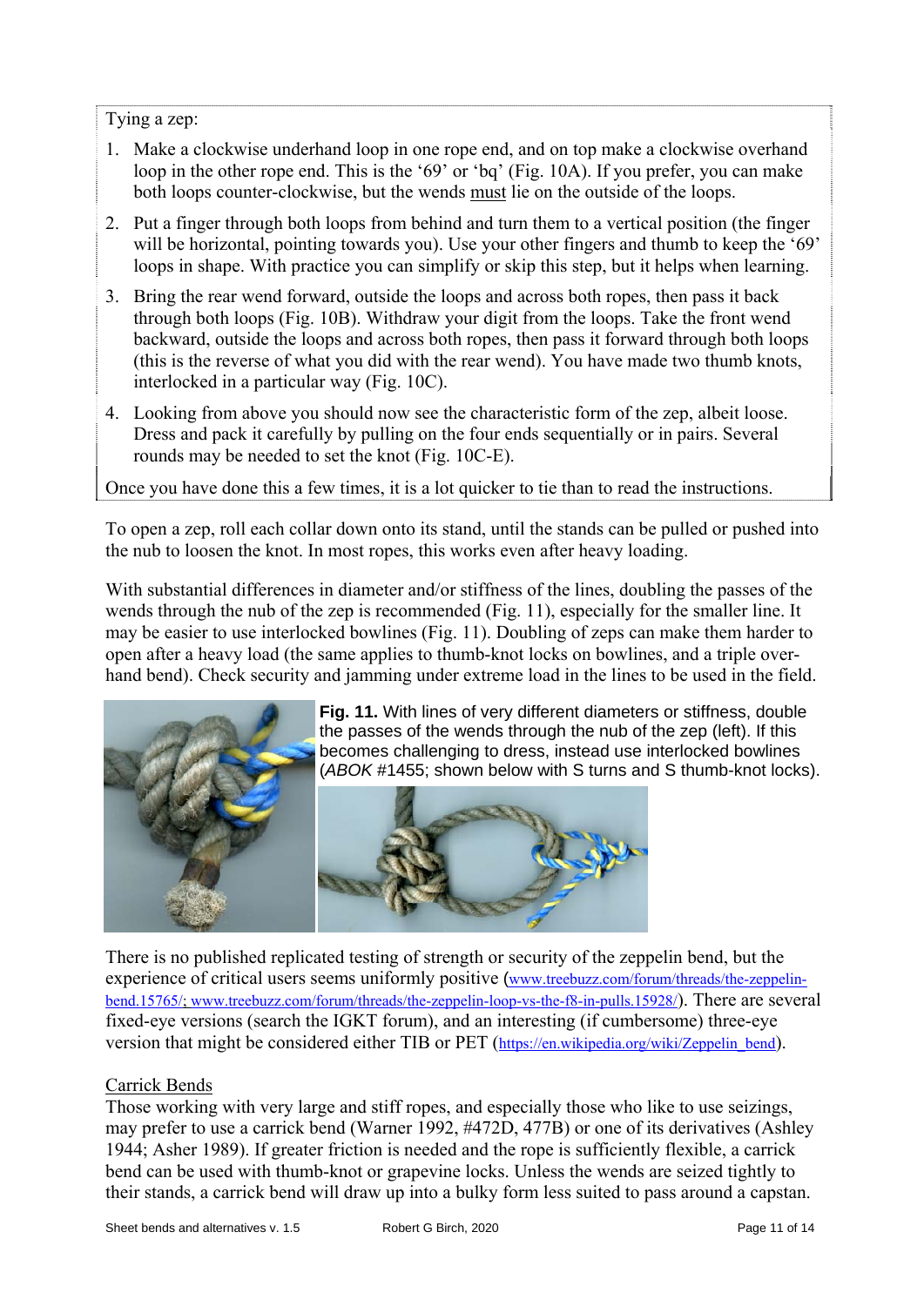Tying a zep:

1. Make a clockwise underhand loop in one rope end, and on top make a clockwise overhand loop in the other rope end. This is the '69' or 'bq' (Fig. 10A). If you prefer, you can make both loops counter-clockwise, but the wends must lie on the outside of the loops.
2. Put a finger through both loops from behind and turn them to a vertical position (the finger will be horizontal, pointing towards you). Use your other fingers and thumb to keep the '69' loops in shape. With practice you can simplify or skip this step, but it helps when learning.
3. Bring the rear wend forward, outside the loops and across both ropes, then pass it back through both loops (Fig. 10B). Withdraw your digit from the loops. Take the front wend backward, outside the loops and across both ropes, then pass it forward through both loops (this is the reverse of what you did with the rear wend). You have made two thumb knots, interlocked in a particular way (Fig. 10C).
4. Looking from above you should now see the characteristic form of the zep, albeit loose. Dress and pack it carefully by pulling on the four ends sequentially or in pairs. Several rounds may be needed to set the knot (Fig. 10C-E).

Once you have done this a few times, it is a lot quicker to tie than to read the instructions.

To open a zep, roll each collar down onto its stand, until the stands can be pulled or pushed into the nub to loosen the knot. In most ropes, this works even after heavy loading.

With substantial differences in diameter and/or stiffness of the lines, doubling the passes of the wends through the nub of the zep is recommended (Fig. 11), especially for the smaller line. It may be easier to use interlocked bowlines (Fig. 11). Doubling of zeps can make them harder to open after a heavy load (the same applies to thumb-knot locks on bowlines, and a triple over-hand bend). Check security and jamming under extreme load in the lines to be used in the field.

**Fig. 11.** With lines of very different diameters or stiffness, double the passes of the wends through the nub of the zep (left). If this becomes challenging to dress, instead use interlocked bowlines (*ABOK* #1455; shown below with S turns and S thumb-knot locks).

There is no published replicated testing of strength or security of the zeppelin bend, but the experience of critical users seems uniformly positive (www.treebuzz.com/forum/threads/the-zeppelin-bend.15765/; www.treebuzz.com/forum/threads/the-zeppelin-loop-vs-the-f8-in-pulls.15928/). There are several fixed-eye versions (search the IGKT forum), and an interesting (if cumbersome) three-eye version that might be considered either TIB or PET (https://en.wikipedia.org/wiki/Zeppelin_bend).

## Carrick Bends

Those working with very large and stiff ropes, and especially those who like to use seizings, may prefer to use a carrick bend (Warner 1992, #472D, 477B) or one of its derivatives (Ashley 1944; Asher 1989). If greater friction is needed and the rope is sufficiently flexible, a carrick bend can be used with thumb-knot or grapevine locks. Unless the wends are seized tightly to their stands, a carrick bend will draw up into a bulky form less suited to pass around a capstan.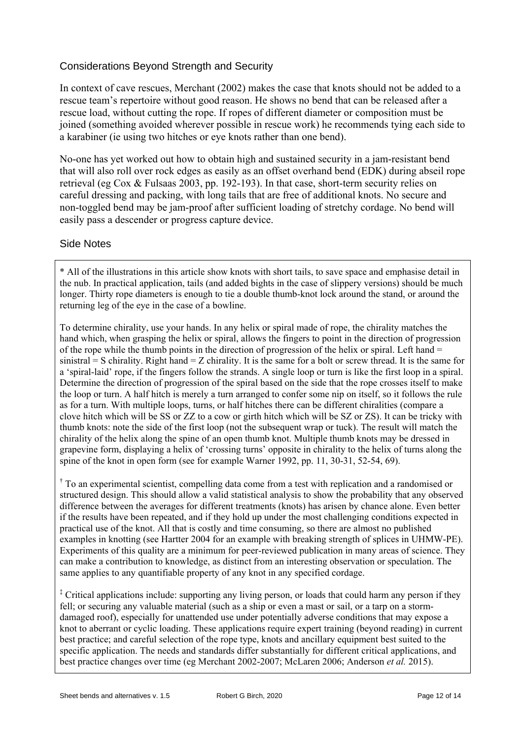## Considerations Beyond Strength and Security

In context of cave rescues, Merchant (2002) makes the case that knots should not be added to a rescue team's repertoire without good reason. He shows no bend that can be released after a rescue load, without cutting the rope. If ropes of different diameter or composition must be joined (something avoided wherever possible in rescue work) he recommends tying each side to a karabiner (ie using two hitches or eye knots rather than one bend).

No-one has yet worked out how to obtain high and sustained security in a jam-resistant bend that will also roll over rock edges as easily as an offset overhand bend (EDK) during abseil rope retrieval (eg Cox & Fulsaas 2003, pp. 192-193). In that case, short-term security relies on careful dressing and packing, with long tails that are free of additional knots. No secure and non-toggled bend may be jam-proof after sufficient loading of stretchy cordage. No bend will easily pass a descender or progress capture device.

## Side Notes

\* All of the illustrations in this article show knots with short tails, to save space and emphasise detail in the nub. In practical application, tails (and added bights in the case of slippery versions) should be much longer. Thirty rope diameters is enough to tie a double thumb-knot lock around the stand, or around the returning leg of the eye in the case of a bowline.

To determine chirality, use your hands. In any helix or spiral made of rope, the chirality matches the hand which, when grasping the helix or spiral, allows the fingers to point in the direction of progression of the rope while the thumb points in the direction of progression of the helix or spiral. Left hand = sinistral = S chirality. Right hand = Z chirality. It is the same for a bolt or screw thread. It is the same for a 'spiral-laid' rope, if the fingers follow the strands. A single loop or turn is like the first loop in a spiral. Determine the direction of progression of the spiral based on the side that the rope crosses itself to make the loop or turn. A half hitch is merely a turn arranged to confer some nip on itself, so it follows the rule as for a turn. With multiple loops, turns, or half hitches there can be different chiralities (compare a clove hitch which will be SS or ZZ to a cow or girth hitch which will be SZ or ZS). It can be tricky with thumb knots: note the side of the first loop (not the subsequent wrap or tuck). The result will match the chirality of the helix along the spine of an open thumb knot. Multiple thumb knots may be dressed in grapevine form, displaying a helix of 'crossing turns' opposite in chirality to the helix of turns along the spine of the knot in open form (see for example Warner 1992, pp. 11, 30-31, 52-54, 69).

† To an experimental scientist, compelling data come from a test with replication and a randomised or structured design. This should allow a valid statistical analysis to show the probability that any observed difference between the averages for different treatments (knots) has arisen by chance alone. Even better if the results have been repeated, and if they hold up under the most challenging conditions expected in practical use of the knot. All that is costly and time consuming, so there are almost no published examples in knotting (see Hartter 2004 for an example with breaking strength of splices in UHMW-PE). Experiments of this quality are a minimum for peer-reviewed publication in many areas of science. They can make a contribution to knowledge, as distinct from an interesting observation or speculation. The same applies to any quantifiable property of any knot in any specified cordage.

‡ Critical applications include: supporting any living person, or loads that could harm any person if they fell; or securing any valuable material (such as a ship or even a mast or sail, or a tarp on a storm-damaged roof), especially for unattended use under potentially adverse conditions that may expose a knot to aberrant or cyclic loading. These applications require expert training (beyond reading) in current best practice; and careful selection of the rope type, knots and ancillary equipment best suited to the specific application. The needs and standards differ substantially for different critical applications, and best practice changes over time (eg Merchant 2002-2007; McLaren 2006; Anderson *et al.* 2015).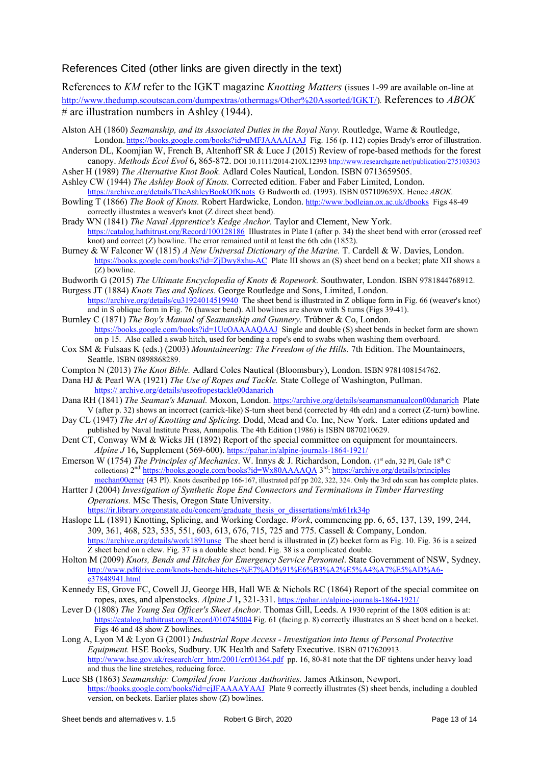## References Cited (other links are given directly in the text)

References to *KM* refer to the IGKT magazine *Knotting Matters* (issues 1-99 are available on-line at http://www.thedump.scoutscan.com/dumpextras/othermags/Other%20Assorted/IGKT/). References to *ABOK* # are illustration numbers in Ashley (1944).

Alston AH (1860) *Seamanship, and its Associated Duties in the Royal Navy.* Routledge, Warne & Routledge, London. https://books.google.com/books?id=uMFJAAAAIAAJ Fig. 156 (p. 112) copies Brady's error of illustration.

Anderson DL, Koomjian W, French B, Altenhoff SR & Luce J (2015) Review of rope-based methods for the forest canopy. *Methods Ecol Evol* 6**,** 865-872. DOI 10.1111/2014-210X.12393 http://www.researchgate.net/publication/275103303

Asher H (1989) *The Alternative Knot Book.* Adlard Coles Nautical, London. ISBN 0713659505.

Ashley CW (1944) *The Ashley Book of Knots.* Corrected edition. Faber and Faber Limited, London. https://archive.org/details/TheAshleyBookOfKnots G Budworth ed. (1993). ISBN 057109659X. Hence *ABOK.*

Bowling T (1866) *The Book of Knots.* Robert Hardwicke, London. http://www.bodleian.ox.ac.uk/dbooks Figs 48-49 correctly illustrates a weaver's knot (Z direct sheet bend).

Brady WN (1841) *The Naval Apprentice's Kedge Anchor.* Taylor and Clement, New York. https://catalog.hathitrust.org/Record/100128186 Illustrates in Plate I (after p. 34) the sheet bend with error (crossed reef knot) and correct (Z) bowline. The error remained until at least the 6th edn (1852).

Burney & W Falconer W (1815) *A New Universal Dictionary of the Marine.* T. Cardell & W. Davies, London. https://books.google.com/books?id=ZjDwy8xhu-AC Plate III shows an (S) sheet bend on a becket; plate XII shows a (Z) bowline.

Budworth G (2015) *The Ultimate Encyclopedia of Knots & Ropework.* Southwater, London. ISBN 9781844768912.

Burgess JT (1884) *Knots Ties and Splices.* George Routledge and Sons, Limited, London. https://archive.org/details/cu31924014519940 The sheet bend is illustrated in Z oblique form in Fig. 66 (weaver's knot) and in S oblique form in Fig. 76 (hawser bend). All bowlines are shown with S turns (Figs 39-41).

Burnley C (1871) *The Boy's Manual of Seamanship and Gunnery.* Trübner & Co, London. https://books.google.com/books?id=1UcOAAAAQAAJ Single and double (S) sheet bends in becket form are shown on p 15. Also called a swab hitch, used for bending a rope's end to swabs when washing them overboard.

Cox SM & Fulsaas K (eds.) (2003) *Mountaineering: The Freedom of the Hills.* 7th Edition. The Mountaineers, Seattle. ISBN 0898868289.

Compton N (2013) *The Knot Bible.* Adlard Coles Nautical (Bloomsbury), London. ISBN 9781408154762.

Dana HJ & Pearl WA (1921) *The Use of Ropes and Tackle.* State College of Washington, Pullman. https:// archive.org/details/useofropestackle00danarich

Dana RH (1841) *The Seaman's Manual.* Moxon, London. https://archive.org/details/seamansmanualcon00danarich Plate V (after p. 32) shows an incorrect (carrick-like) S-turn sheet bend (corrected by 4th edn) and a correct (Z-turn) bowline.

Day CL (1947) *The Art of Knotting and Splicing.* Dodd, Mead and Co. Inc, New York. Later editions updated and published by Naval Institute Press, Annapolis. The 4th Edition (1986) is ISBN 0870210629.

Dent CT, Conway WM & Wicks JH (1892) Report of the special committee on equipment for mountaineers. *Alpine J* 16**,** Supplement (569-600). https://pahar.in/alpine-journals-1864-1921/

Emerson W (1754) *The Principles of Mechanics.* W. Innys & J. Richardson, London. (1st edn, 32 Pl, Gale 18th C collections) 2nd: https://books.google.com/books?id=Wx80AAAAQA 3rd: https://archive.org/details/principlesmechan00emer (43 Pl). Knots described pp 166-167, illustrated pdf pp 202, 322, 324. Only the 3rd edn scan has complete plates.

Hartter J (2004) *Investigation of Synthetic Rope End Connectors and Terminations in Timber Harvesting Operations.* MSc Thesis, Oregon State University. https://ir.library.oregonstate.edu/concern/graduate_thesis_or_dissertations/mk61rk34p

Haslope LL (1891) Knotting, Splicing, and Working Cordage. *Work*, commencing pp. 6, 65, 137, 139, 199, 244, 309, 361, 468, 523, 535, 551, 603, 613, 676, 715, 725 and 775. Cassell & Company, London. https://archive.org/details/work1891unse The sheet bend is illustrated in (Z) becket form as Fig. 10. Fig. 36 is a seized Z sheet bend on a clew. Fig. 37 is a double sheet bend. Fig. 38 is a complicated double.

Holton M (2009) *Knots, Bends and Hitches for Emergency Service Personnel*. State Government of NSW, Sydney. http://www.pdfdrive.com/knots-bends-hitches-%E7%AD%91%E6%B3%A2%E5%A4%A7%E5%AD%A6-e37848941.html

Kennedy ES, Grove FC, Cowell JJ, George HB, Hall WE & Nichols RC (1864) Report of the special commitee on ropes, axes, and alpenstocks. *Alpine J* 1**,** 321-331. https://pahar.in/alpine-journals-1864-1921/

Lever D (1808) *The Young Sea Officer's Sheet Anchor.* Thomas Gill, Leeds. A 1930 reprint of the 1808 edition is at: https://catalog.hathitrust.org/Record/010745004 Fig. 61 (facing p. 8) correctly illustrates an S sheet bend on a becket. Figs 46 and 48 show Z bowlines.

Long A, Lyon M & Lyon G (2001) *Industrial Rope Access - Investigation into Items of Personal Protective Equipment.* HSE Books, Sudbury. UK Health and Safety Executive. ISBN 0717620913. http://www.hse.gov.uk/research/crr_htm/2001/crr01364.pdf pp. 16, 80-81 note that the DF tightens under heavy load and thus the line stretches, reducing force.

Luce SB (1863) *Seamanship: Compiled from Various Authorities.* James Atkinson, Newport. https://books.google.com/books?id=cjFAAAAYAAJ Plate 9 correctly illustrates (S) sheet bends, including a doubled version, on beckets. Earlier plates show (Z) bowlines.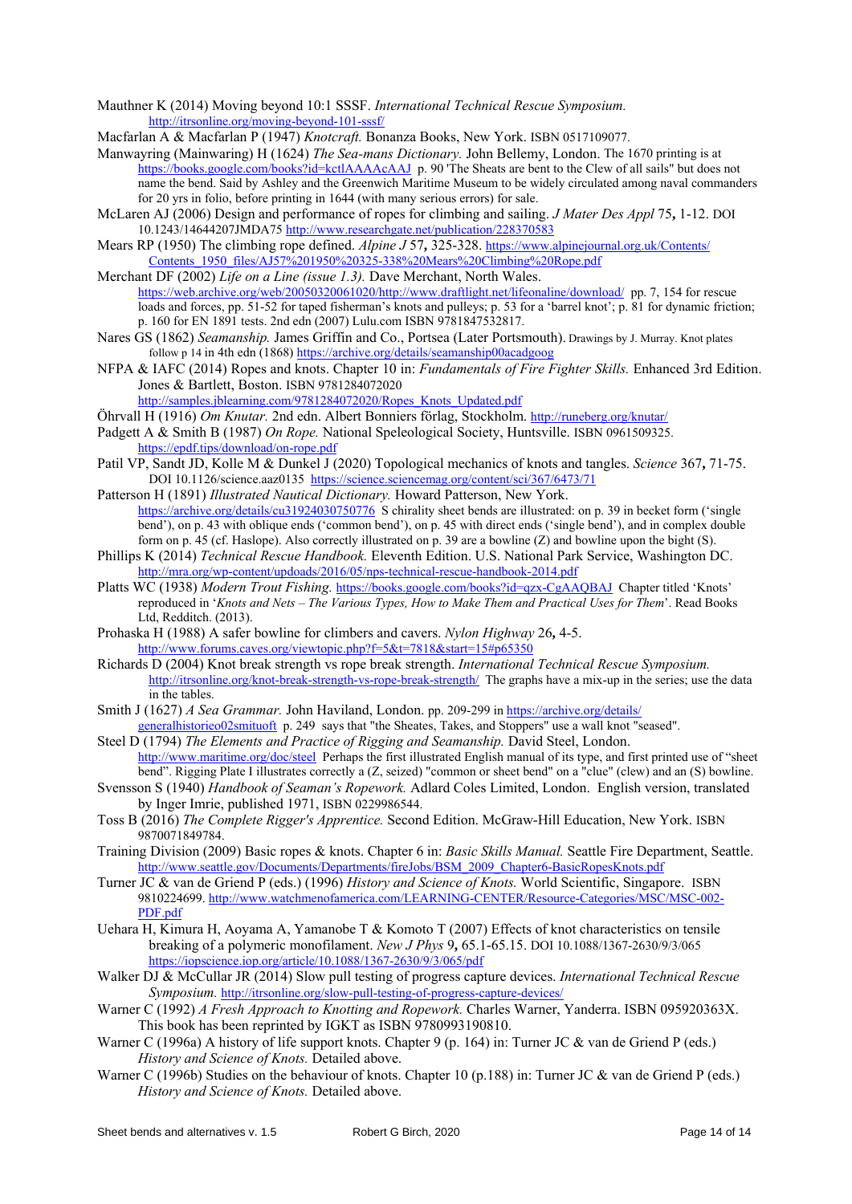Mauthner K (2014) Moving beyond 10:1 SSSF. *International Technical Rescue Symposium.* http://itrsonline.org/moving-beyond-101-sssf/

Macfarlan A & Macfarlan P (1947) *Knotcraft.* Bonanza Books, New York. ISBN 0517109077.

Manwayring (Mainwaring) H (1624) *The Sea-mans Dictionary.* John Bellemy, London. The 1670 printing is at https://books.google.com/books?id=kctlAAAAcAAJ p. 90 'The Sheats are bent to the Clew of all sails" but does not name the bend. Said by Ashley and the Greenwich Maritime Museum to be widely circulated among naval commanders for 20 yrs in folio, before printing in 1644 (with many serious errors) for sale.

McLaren AJ (2006) Design and performance of ropes for climbing and sailing. *J Mater Des Appl* 75**,** 1-12. DOI 10.1243/14644207JMDA75 http://www.researchgate.net/publication/228370583

Mears RP (1950) The climbing rope defined. *Alpine J* 57**,** 325-328. https://www.alpinejournal.org.uk/Contents/Contents_1950_files/AJ57%201950%20325-338%20Mears%20Climbing%20Rope.pdf

Merchant DF (2002) *Life on a Line (issue 1.3).* Dave Merchant, North Wales. https://web.archive.org/web/20050320061020/http://www.draftlight.net/lifeonaline/download/ pp. 7, 154 for rescue loads and forces, pp. 51-52 for taped fisherman's knots and pulleys; p. 53 for a 'barrel knot'; p. 81 for dynamic friction; p. 160 for EN 1891 tests. 2nd edn (2007) Lulu.com ISBN 9781847532817.

Nares GS (1862) *Seamanship.* James Griffin and Co., Portsea (Later Portsmouth). Drawings by J. Murray. Knot plates follow p 14 in 4th edn (1868) https://archive.org/details/seamanship00acadgoog

NFPA & IAFC (2014) Ropes and knots. Chapter 10 in: *Fundamentals of Fire Fighter Skills.* Enhanced 3rd Edition. Jones & Bartlett, Boston. ISBN 9781284072020 http://samples.jblearning.com/9781284072020/Ropes_Knots_Updated.pdf

Öhrvall H (1916) *Om Knutar.* 2nd edn. Albert Bonniers förlag, Stockholm. http://runeberg.org/knutar/

Padgett A & Smith B (1987) *On Rope.* National Speleological Society, Huntsville. ISBN 0961509325. https://epdf.tips/download/on-rope.pdf

Patil VP, Sandt JD, Kolle M & Dunkel J (2020) Topological mechanics of knots and tangles. *Science* 367**,** 71-75. DOI 10.1126/science.aaz0135 https://science.sciencemag.org/content/sci/367/6473/71

Patterson H (1891) *Illustrated Nautical Dictionary.* Howard Patterson, New York. https://archive.org/details/cu31924030750776 S chirality sheet bends are illustrated: on p. 39 in becket form ('single bend'), on p. 43 with oblique ends ('common bend'), on p. 45 with direct ends ('single bend'), and in complex double form on p. 45 (cf. Haslope). Also correctly illustrated on p. 39 are a bowline (Z) and bowline upon the bight (S).

Phillips K (2014) *Technical Rescue Handbook.* Eleventh Edition. U.S. National Park Service, Washington DC. http://mra.org/wp-content/updoads/2016/05/nps-technical-rescue-handbook-2014.pdf

Platts WC (1938) *Modern Trout Fishing.* https://books.google.com/books?id=qzx-CgAAQBAJ Chapter titled 'Knots' reproduced in '*Knots and Nets – The Various Types, How to Make Them and Practical Uses for Them*'. Read Books Ltd, Redditch. (2013).

Prohaska H (1988) A safer bowline for climbers and cavers. *Nylon Highway* 26**,** 4-5. http://www.forums.caves.org/viewtopic.php?f=5&t=7818&start=15#p65350

Richards D (2004) Knot break strength vs rope break strength. *International Technical Rescue Symposium.* http://itrsonline.org/knot-break-strength-vs-rope-break-strength/ The graphs have a mix-up in the series; use the data in the tables.

Smith J (1627) *A Sea Grammar.* John Haviland, London. pp. 209-299 in https://archive.org/details/generalhistorieo02smituoft p. 249 says that "the Sheates, Takes, and Stoppers" use a wall knot "seased".

Steel D (1794) *The Elements and Practice of Rigging and Seamanship.* David Steel, London. http://www.maritime.org/doc/steel Perhaps the first illustrated English manual of its type, and first printed use of "sheet bend". Rigging Plate I illustrates correctly a (Z, seized) "common or sheet bend" on a "clue" (clew) and an (S) bowline.

Svensson S (1940) *Handbook of Seaman's Ropework.* Adlard Coles Limited, London. English version, translated by Inger Imrie, published 1971, ISBN 0229986544.

Toss B (2016) *The Complete Rigger's Apprentice.* Second Edition. McGraw-Hill Education, New York. ISBN 9870071849784.

Training Division (2009) Basic ropes & knots. Chapter 6 in: *Basic Skills Manual.* Seattle Fire Department, Seattle. http://www.seattle.gov/Documents/Departments/fireJobs/BSM_2009_Chapter6-BasicRopesKnots.pdf

Turner JC & van de Griend P (eds.) (1996) *History and Science of Knots.* World Scientific, Singapore. ISBN 9810224699. http://www.watchmenofamerica.com/LEARNING-CENTER/Resource-Categories/MSC/MSC-002-PDF.pdf

Uehara H, Kimura H, Aoyama A, Yamanobe T & Komoto T (2007) Effects of knot characteristics on tensile breaking of a polymeric monofilament. *New J Phys* 9**,** 65.1-65.15. DOI 10.1088/1367-2630/9/3/065 https://iopscience.iop.org/article/10.1088/1367-2630/9/3/065/pdf

Walker DJ & McCullar JR (2014) Slow pull testing of progress capture devices. *International Technical Rescue Symposium.* http://itrsonline.org/slow-pull-testing-of-progress-capture-devices/

Warner C (1992) *A Fresh Approach to Knotting and Ropework.* Charles Warner, Yanderra. ISBN 095920363X. This book has been reprinted by IGKT as ISBN 9780993190810.

Warner C (1996a) A history of life support knots. Chapter 9 (p. 164) in: Turner JC & van de Griend P (eds.) *History and Science of Knots.* Detailed above.

Warner C (1996b) Studies on the behaviour of knots. Chapter 10 (p.188) in: Turner JC & van de Griend P (eds.) *History and Science of Knots.* Detailed above.